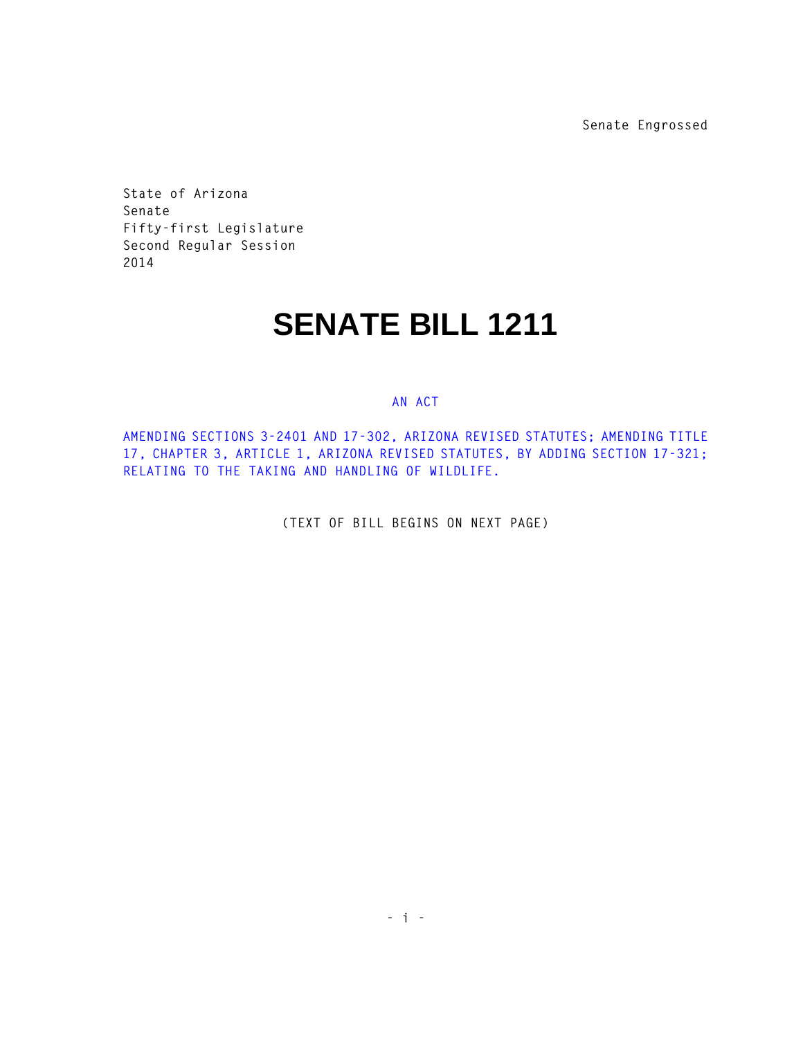Senate Engrossed

State of Arizona
Senate
Fifty-first Legislature
Second Regular Session
2014

# SENATE BILL 1211

AN ACT

AMENDING SECTIONS 3-2401 AND 17-302, ARIZONA REVISED STATUTES; AMENDING TITLE 17, CHAPTER 3, ARTICLE 1, ARIZONA REVISED STATUTES, BY ADDING SECTION 17-321; RELATING TO THE TAKING AND HANDLING OF WILDLIFE.

(TEXT OF BILL BEGINS ON NEXT PAGE)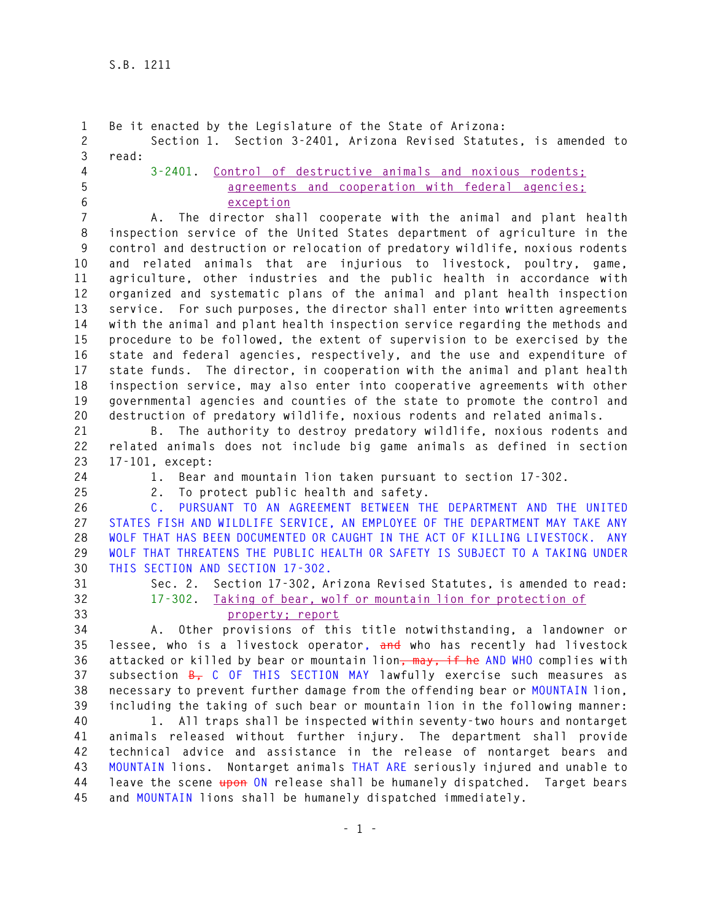Be it enacted by the Legislature of the State of Arizona:

Section 1. Section 3-2401, Arizona Revised Statutes, is amended to read:

3-2401. Control of destructive animals and noxious rodents; agreements and cooperation with federal agencies; exception

A. The director shall cooperate with the animal and plant health inspection service of the United States department of agriculture in the control and destruction or relocation of predatory wildlife, noxious rodents and related animals that are injurious to livestock, poultry, game, agriculture, other industries and the public health in accordance with organized and systematic plans of the animal and plant health inspection service. For such purposes, the director shall enter into written agreements with the animal and plant health inspection service regarding the methods and procedure to be followed, the extent of supervision to be exercised by the state and federal agencies, respectively, and the use and expenditure of state funds. The director, in cooperation with the animal and plant health inspection service, may also enter into cooperative agreements with other governmental agencies and counties of the state to promote the control and destruction of predatory wildlife, noxious rodents and related animals.

B. The authority to destroy predatory wildlife, noxious rodents and related animals does not include big game animals as defined in section 17-101, except:

1. Bear and mountain lion taken pursuant to section 17-302.

2. To protect public health and safety.

C. PURSUANT TO AN AGREEMENT BETWEEN THE DEPARTMENT AND THE UNITED STATES FISH AND WILDLIFE SERVICE, AN EMPLOYEE OF THE DEPARTMENT MAY TAKE ANY WOLF THAT HAS BEEN DOCUMENTED OR CAUGHT IN THE ACT OF KILLING LIVESTOCK. ANY WOLF THAT THREATENS THE PUBLIC HEALTH OR SAFETY IS SUBJECT TO A TAKING UNDER THIS SECTION AND SECTION 17-302.

Sec. 2. Section 17-302, Arizona Revised Statutes, is amended to read:

17-302. Taking of bear, wolf or mountain lion for protection of property; report

A. Other provisions of this title notwithstanding, a landowner or lessee, who is a livestock operator, ~~and~~ who has recently had livestock attacked or killed by bear or mountain lion~~, may, if he~~ AND WHO complies with subsection ~~B,~~ C OF THIS SECTION MAY lawfully exercise such measures as necessary to prevent further damage from the offending bear or MOUNTAIN lion, including the taking of such bear or mountain lion in the following manner:

1. All traps shall be inspected within seventy-two hours and nontarget animals released without further injury. The department shall provide technical advice and assistance in the release of nontarget bears and MOUNTAIN lions. Nontarget animals THAT ARE seriously injured and unable to leave the scene ~~upon~~ ON release shall be humanely dispatched. Target bears and MOUNTAIN lions shall be humanely dispatched immediately.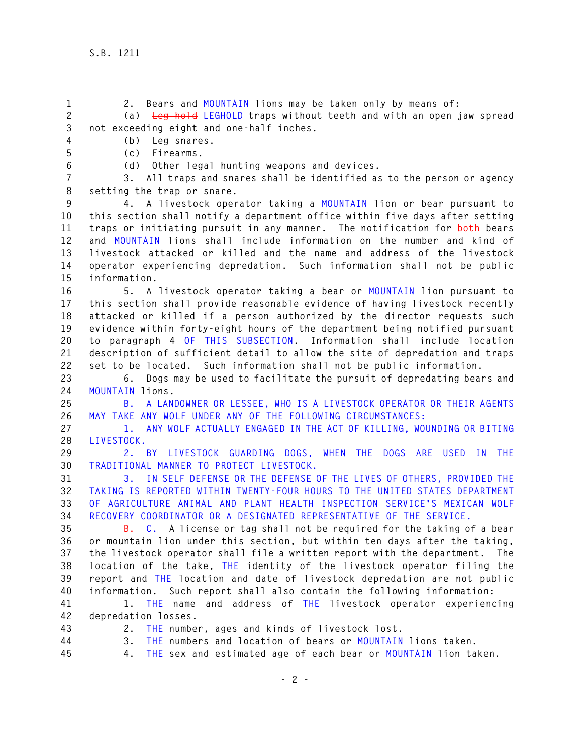2. Bears and MOUNTAIN lions may be taken only by means of:

(a) ~~Leg hold~~ LEGHOLD traps without teeth and with an open jaw spread not exceeding eight and one-half inches.

(b) Leg snares.

(c) Firearms.

(d) Other legal hunting weapons and devices.

3. All traps and snares shall be identified as to the person or agency setting the trap or snare.

4. A livestock operator taking a MOUNTAIN lion or bear pursuant to this section shall notify a department office within five days after setting traps or initiating pursuit in any manner. The notification for ~~both~~ bears and MOUNTAIN lions shall include information on the number and kind of livestock attacked or killed and the name and address of the livestock operator experiencing depredation. Such information shall not be public information.

5. A livestock operator taking a bear or MOUNTAIN lion pursuant to this section shall provide reasonable evidence of having livestock recently attacked or killed if a person authorized by the director requests such evidence within forty-eight hours of the department being notified pursuant to paragraph 4 OF THIS SUBSECTION. Information shall include location description of sufficient detail to allow the site of depredation and traps set to be located. Such information shall not be public information.

6. Dogs may be used to facilitate the pursuit of depredating bears and MOUNTAIN lions.

B. A LANDOWNER OR LESSEE, WHO IS A LIVESTOCK OPERATOR OR THEIR AGENTS MAY TAKE ANY WOLF UNDER ANY OF THE FOLLOWING CIRCUMSTANCES:

1. ANY WOLF ACTUALLY ENGAGED IN THE ACT OF KILLING, WOUNDING OR BITING LIVESTOCK.

2. BY LIVESTOCK GUARDING DOGS, WHEN THE DOGS ARE USED IN THE TRADITIONAL MANNER TO PROTECT LIVESTOCK.

3. IN SELF DEFENSE OR THE DEFENSE OF THE LIVES OF OTHERS, PROVIDED THE TAKING IS REPORTED WITHIN TWENTY-FOUR HOURS TO THE UNITED STATES DEPARTMENT OF AGRICULTURE ANIMAL AND PLANT HEALTH INSPECTION SERVICE'S MEXICAN WOLF RECOVERY COORDINATOR OR A DESIGNATED REPRESENTATIVE OF THE SERVICE.

~~B.~~ C. A license or tag shall not be required for the taking of a bear or mountain lion under this section, but within ten days after the taking, the livestock operator shall file a written report with the department. The location of the take, THE identity of the livestock operator filing the report and THE location and date of livestock depredation are not public information. Such report shall also contain the following information:

1. THE name and address of THE livestock operator experiencing depredation losses.

2. THE number, ages and kinds of livestock lost.

3. THE numbers and location of bears or MOUNTAIN lions taken.

4. THE sex and estimated age of each bear or MOUNTAIN lion taken.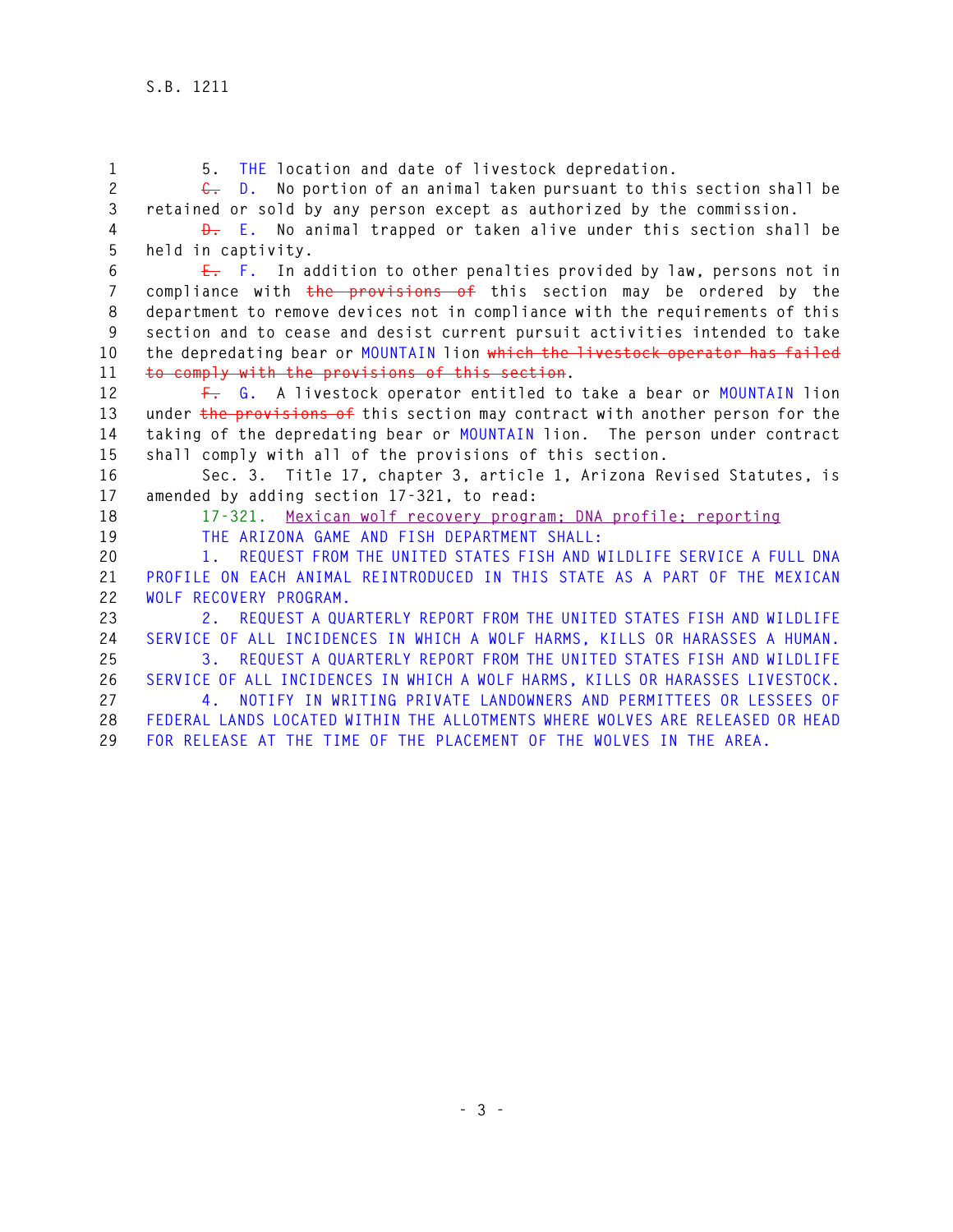5. THE location and date of livestock depredation.

~~C.~~ D. No portion of an animal taken pursuant to this section shall be retained or sold by any person except as authorized by the commission.

~~D.~~ E. No animal trapped or taken alive under this section shall be held in captivity.

~~E.~~ F. In addition to other penalties provided by law, persons not in compliance with ~~the provisions of~~ this section may be ordered by the department to remove devices not in compliance with the requirements of this section and to cease and desist current pursuit activities intended to take the depredating bear or MOUNTAIN lion ~~which the livestock operator has failed to comply with the provisions of this section~~.

~~F.~~ G. A livestock operator entitled to take a bear or MOUNTAIN lion under ~~the provisions of~~ this section may contract with another person for the taking of the depredating bear or MOUNTAIN lion. The person under contract shall comply with all of the provisions of this section.

Sec. 3. Title 17, chapter 3, article 1, Arizona Revised Statutes, is amended by adding section 17-321, to read:

17-321. Mexican wolf recovery program; DNA profile; reporting

THE ARIZONA GAME AND FISH DEPARTMENT SHALL:

1. REQUEST FROM THE UNITED STATES FISH AND WILDLIFE SERVICE A FULL DNA PROFILE ON EACH ANIMAL REINTRODUCED IN THIS STATE AS A PART OF THE MEXICAN WOLF RECOVERY PROGRAM.

2. REQUEST A QUARTERLY REPORT FROM THE UNITED STATES FISH AND WILDLIFE SERVICE OF ALL INCIDENCES IN WHICH A WOLF HARMS, KILLS OR HARASSES A HUMAN.

3. REQUEST A QUARTERLY REPORT FROM THE UNITED STATES FISH AND WILDLIFE SERVICE OF ALL INCIDENCES IN WHICH A WOLF HARMS, KILLS OR HARASSES LIVESTOCK.

4. NOTIFY IN WRITING PRIVATE LANDOWNERS AND PERMITTEES OR LESSEES OF FEDERAL LANDS LOCATED WITHIN THE ALLOTMENTS WHERE WOLVES ARE RELEASED OR HEAD FOR RELEASE AT THE TIME OF THE PLACEMENT OF THE WOLVES IN THE AREA.